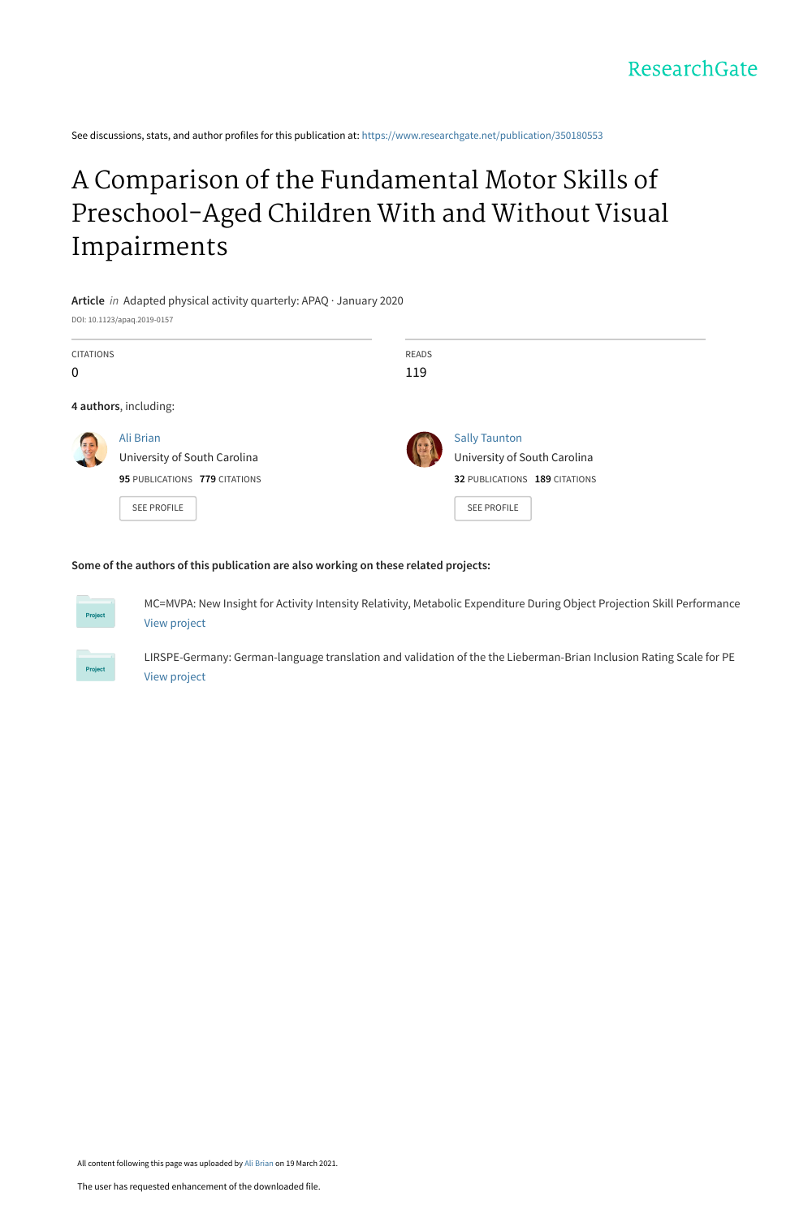ResearchGate

See discussions, stats, and author profiles for this publication at: https://www.researchgate.net/publication/350180553

# A Comparison of the Fundamental Motor Skills of Preschool-Aged Children With and Without Visual Impairments

**Article** *in* Adapted physical activity quarterly: APAQ · January 2020

DOI: 10.1123/apaq.2019-0157

| CITATIONS | READS |
|---|---|
| 0 | 119 |

**4 authors**, including:

Ali Brian
University of South Carolina
**95** PUBLICATIONS **779** CITATIONS
SEE PROFILE

Sally Taunton
University of South Carolina
**32** PUBLICATIONS **189** CITATIONS
SEE PROFILE

**Some of the authors of this publication are also working on these related projects:**

Project: MC=MVPA: New Insight for Activity Intensity Relativity, Metabolic Expenditure During Object Projection Skill Performance
View project

Project: LIRSPE-Germany: German-language translation and validation of the the Lieberman-Brian Inclusion Rating Scale for PE
View project

All content following this page was uploaded by Ali Brian on 19 March 2021.

The user has requested enhancement of the downloaded file.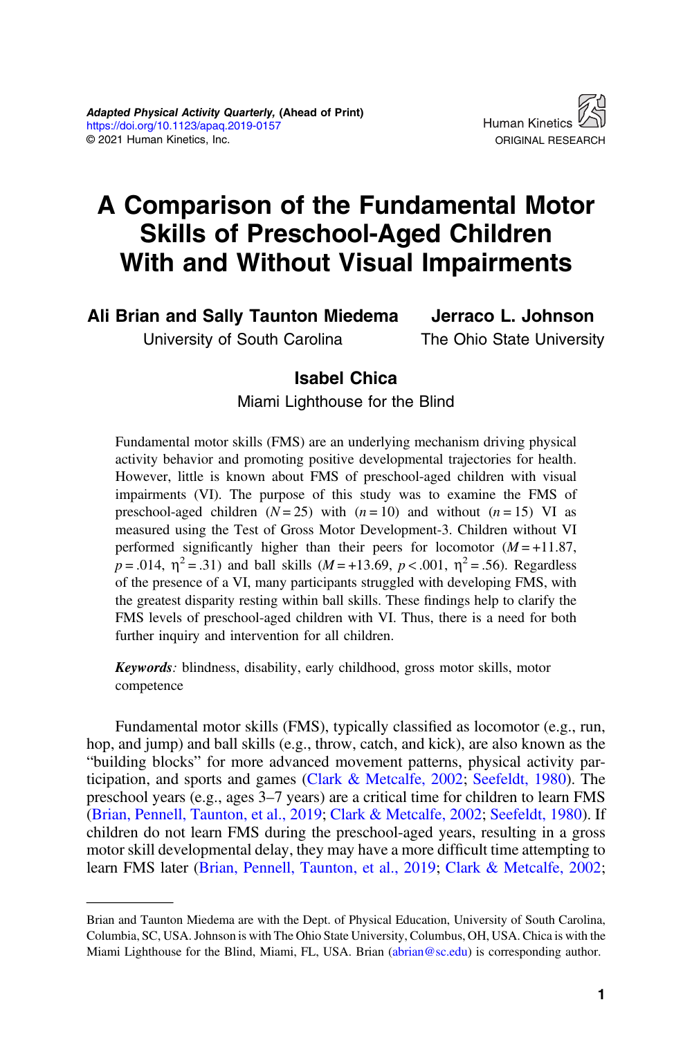# A Comparison of the Fundamental Motor Skills of Preschool-Aged Children With and Without Visual Impairments

**Ali Brian and Sally Taunton Miedema**
University of South Carolina

**Jerraco L. Johnson**
The Ohio State University

**Isabel Chica**
Miami Lighthouse for the Blind

Fundamental motor skills (FMS) are an underlying mechanism driving physical activity behavior and promoting positive developmental trajectories for health. However, little is known about FMS of preschool-aged children with visual impairments (VI). The purpose of this study was to examine the FMS of preschool-aged children ($N = 25$) with ($n = 10$) and without ($n = 15$) VI as measured using the Test of Gross Motor Development-3. Children without VI performed significantly higher than their peers for locomotor ($M = +11.87$, $p = .014$, $\eta^2 = .31$) and ball skills ($M = +13.69$, $p < .001$, $\eta^2 = .56$). Regardless of the presence of a VI, many participants struggled with developing FMS, with the greatest disparity resting within ball skills. These findings help to clarify the FMS levels of preschool-aged children with VI. Thus, there is a need for both further inquiry and intervention for all children.

***Keywords:*** blindness, disability, early childhood, gross motor skills, motor competence

Fundamental motor skills (FMS), typically classified as locomotor (e.g., run, hop, and jump) and ball skills (e.g., throw, catch, and kick), are also known as the "building blocks" for more advanced movement patterns, physical activity participation, and sports and games (Clark & Metcalfe, 2002; Seefeldt, 1980). The preschool years (e.g., ages 3–7 years) are a critical time for children to learn FMS (Brian, Pennell, Taunton, et al., 2019; Clark & Metcalfe, 2002; Seefeldt, 1980). If children do not learn FMS during the preschool-aged years, resulting in a gross motor skill developmental delay, they may have a more difficult time attempting to learn FMS later (Brian, Pennell, Taunton, et al., 2019; Clark & Metcalfe, 2002;

Brian and Taunton Miedema are with the Dept. of Physical Education, University of South Carolina, Columbia, SC, USA. Johnson is with The Ohio State University, Columbus, OH, USA. Chica is with the Miami Lighthouse for the Blind, Miami, FL, USA. Brian (abrian@sc.edu) is corresponding author.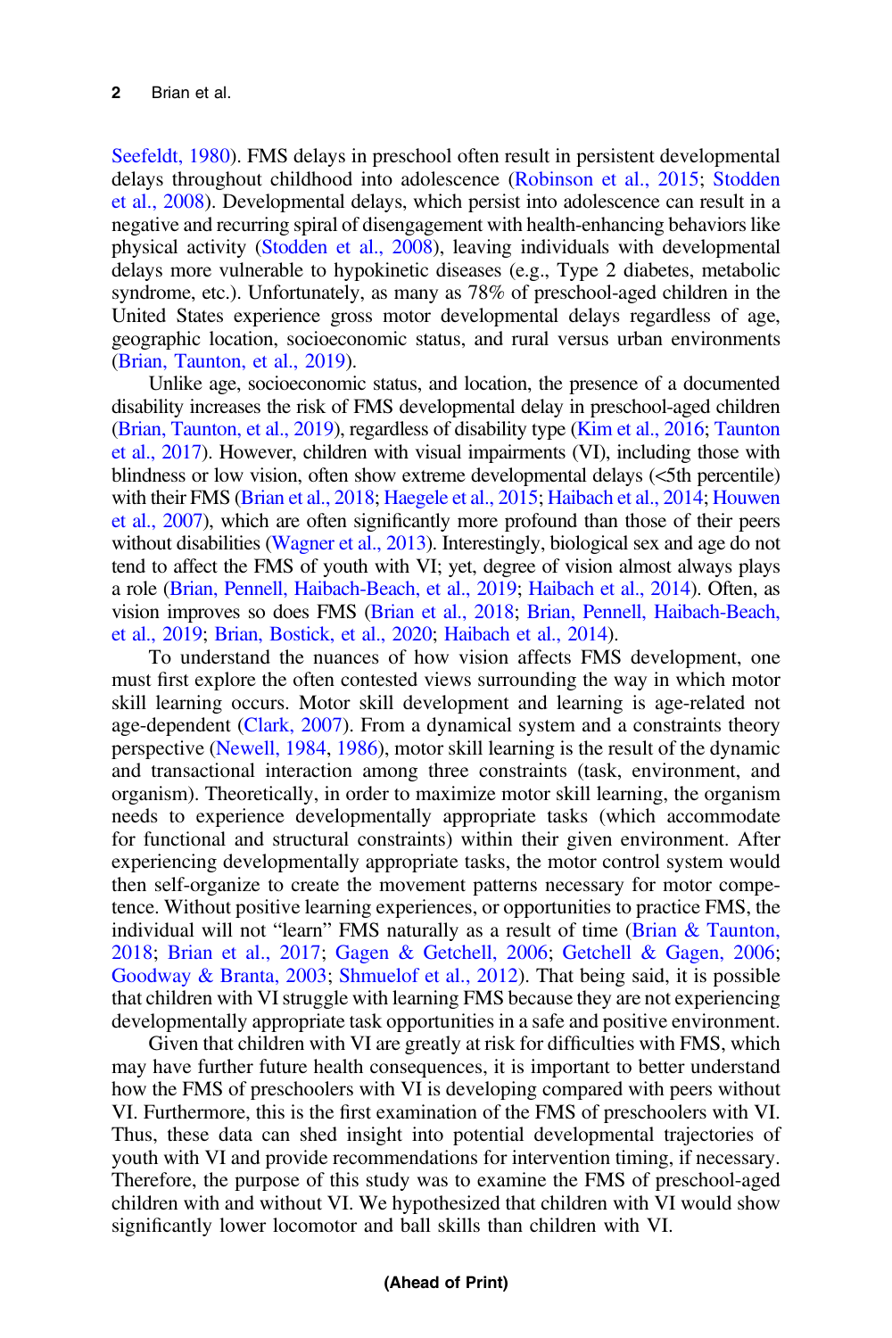Seefeldt, 1980). FMS delays in preschool often result in persistent developmental delays throughout childhood into adolescence (Robinson et al., 2015; Stodden et al., 2008). Developmental delays, which persist into adolescence can result in a negative and recurring spiral of disengagement with health-enhancing behaviors like physical activity (Stodden et al., 2008), leaving individuals with developmental delays more vulnerable to hypokinetic diseases (e.g., Type 2 diabetes, metabolic syndrome, etc.). Unfortunately, as many as 78% of preschool-aged children in the United States experience gross motor developmental delays regardless of age, geographic location, socioeconomic status, and rural versus urban environments (Brian, Taunton, et al., 2019).

Unlike age, socioeconomic status, and location, the presence of a documented disability increases the risk of FMS developmental delay in preschool-aged children (Brian, Taunton, et al., 2019), regardless of disability type (Kim et al., 2016; Taunton et al., 2017). However, children with visual impairments (VI), including those with blindness or low vision, often show extreme developmental delays (<5th percentile) with their FMS (Brian et al., 2018; Haegele et al., 2015; Haibach et al., 2014; Houwen et al., 2007), which are often significantly more profound than those of their peers without disabilities (Wagner et al., 2013). Interestingly, biological sex and age do not tend to affect the FMS of youth with VI; yet, degree of vision almost always plays a role (Brian, Pennell, Haibach-Beach, et al., 2019; Haibach et al., 2014). Often, as vision improves so does FMS (Brian et al., 2018; Brian, Pennell, Haibach-Beach, et al., 2019; Brian, Bostick, et al., 2020; Haibach et al., 2014).

To understand the nuances of how vision affects FMS development, one must first explore the often contested views surrounding the way in which motor skill learning occurs. Motor skill development and learning is age-related not age-dependent (Clark, 2007). From a dynamical system and a constraints theory perspective (Newell, 1984, 1986), motor skill learning is the result of the dynamic and transactional interaction among three constraints (task, environment, and organism). Theoretically, in order to maximize motor skill learning, the organism needs to experience developmentally appropriate tasks (which accommodate for functional and structural constraints) within their given environment. After experiencing developmentally appropriate tasks, the motor control system would then self-organize to create the movement patterns necessary for motor competence. Without positive learning experiences, or opportunities to practice FMS, the individual will not "learn" FMS naturally as a result of time (Brian & Taunton, 2018; Brian et al., 2017; Gagen & Getchell, 2006; Getchell & Gagen, 2006; Goodway & Branta, 2003; Shmuelof et al., 2012). That being said, it is possible that children with VI struggle with learning FMS because they are not experiencing developmentally appropriate task opportunities in a safe and positive environment.

Given that children with VI are greatly at risk for difficulties with FMS, which may have further future health consequences, it is important to better understand how the FMS of preschoolers with VI is developing compared with peers without VI. Furthermore, this is the first examination of the FMS of preschoolers with VI. Thus, these data can shed insight into potential developmental trajectories of youth with VI and provide recommendations for intervention timing, if necessary. Therefore, the purpose of this study was to examine the FMS of preschool-aged children with and without VI. We hypothesized that children with VI would show significantly lower locomotor and ball skills than children with VI.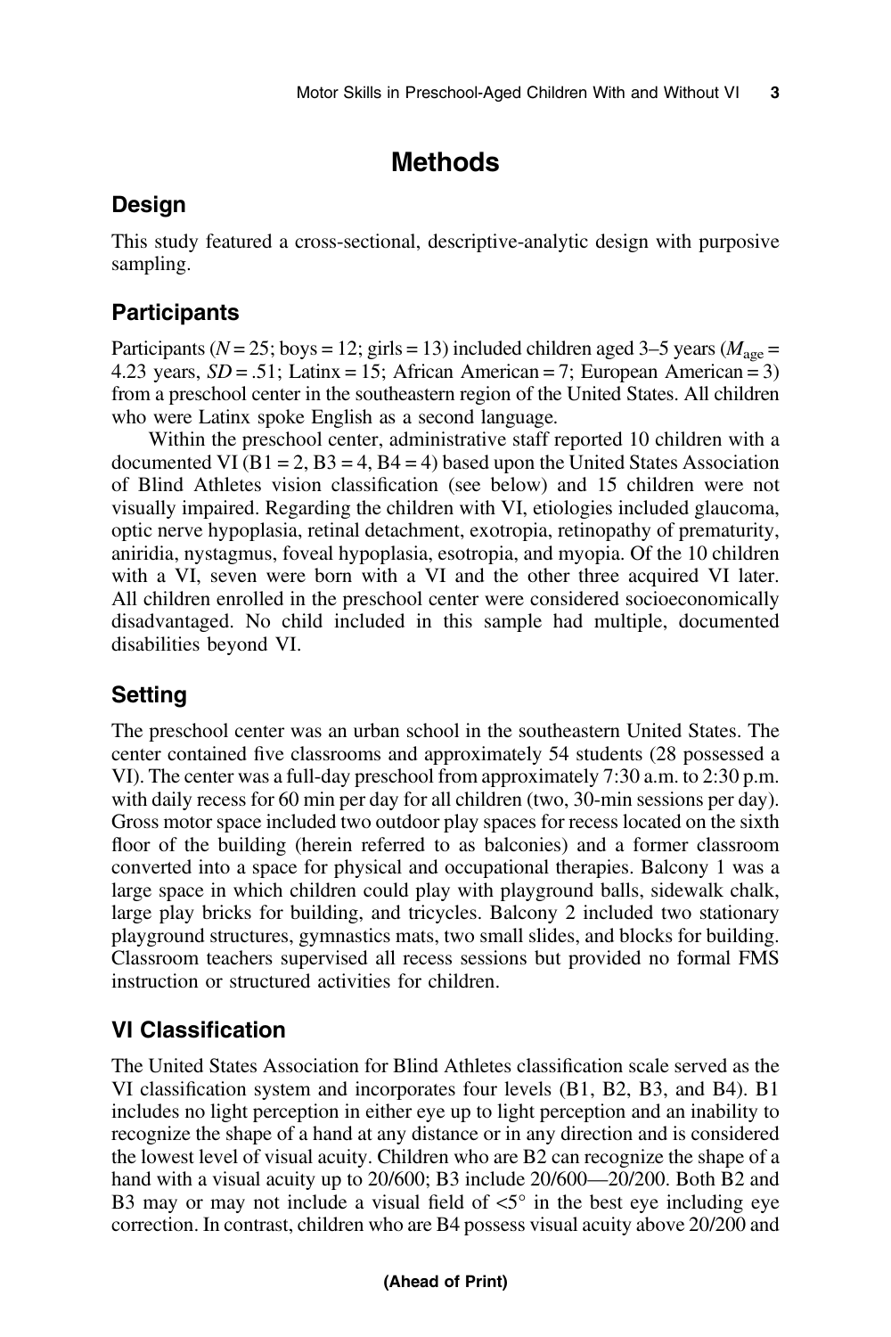# Methods

## Design

This study featured a cross-sectional, descriptive-analytic design with purposive sampling.

## Participants

Participants ($N = 25$; boys = 12; girls = 13) included children aged 3–5 years ($M_{age}$ = 4.23 years, $SD = .51$; Latinx = 15; African American = 7; European American = 3) from a preschool center in the southeastern region of the United States. All children who were Latinx spoke English as a second language.

Within the preschool center, administrative staff reported 10 children with a documented VI (B1 = 2, B3 = 4, B4 = 4) based upon the United States Association of Blind Athletes vision classification (see below) and 15 children were not visually impaired. Regarding the children with VI, etiologies included glaucoma, optic nerve hypoplasia, retinal detachment, exotropia, retinopathy of prematurity, aniridia, nystagmus, foveal hypoplasia, esotropia, and myopia. Of the 10 children with a VI, seven were born with a VI and the other three acquired VI later. All children enrolled in the preschool center were considered socioeconomically disadvantaged. No child included in this sample had multiple, documented disabilities beyond VI.

## Setting

The preschool center was an urban school in the southeastern United States. The center contained five classrooms and approximately 54 students (28 possessed a VI). The center was a full-day preschool from approximately 7:30 a.m. to 2:30 p.m. with daily recess for 60 min per day for all children (two, 30-min sessions per day). Gross motor space included two outdoor play spaces for recess located on the sixth floor of the building (herein referred to as balconies) and a former classroom converted into a space for physical and occupational therapies. Balcony 1 was a large space in which children could play with playground balls, sidewalk chalk, large play bricks for building, and tricycles. Balcony 2 included two stationary playground structures, gymnastics mats, two small slides, and blocks for building. Classroom teachers supervised all recess sessions but provided no formal FMS instruction or structured activities for children.

## VI Classification

The United States Association for Blind Athletes classification scale served as the VI classification system and incorporates four levels (B1, B2, B3, and B4). B1 includes no light perception in either eye up to light perception and an inability to recognize the shape of a hand at any distance or in any direction and is considered the lowest level of visual acuity. Children who are B2 can recognize the shape of a hand with a visual acuity up to 20/600; B3 include 20/600—20/200. Both B2 and B3 may or may not include a visual field of $<5°$ in the best eye including eye correction. In contrast, children who are B4 possess visual acuity above 20/200 and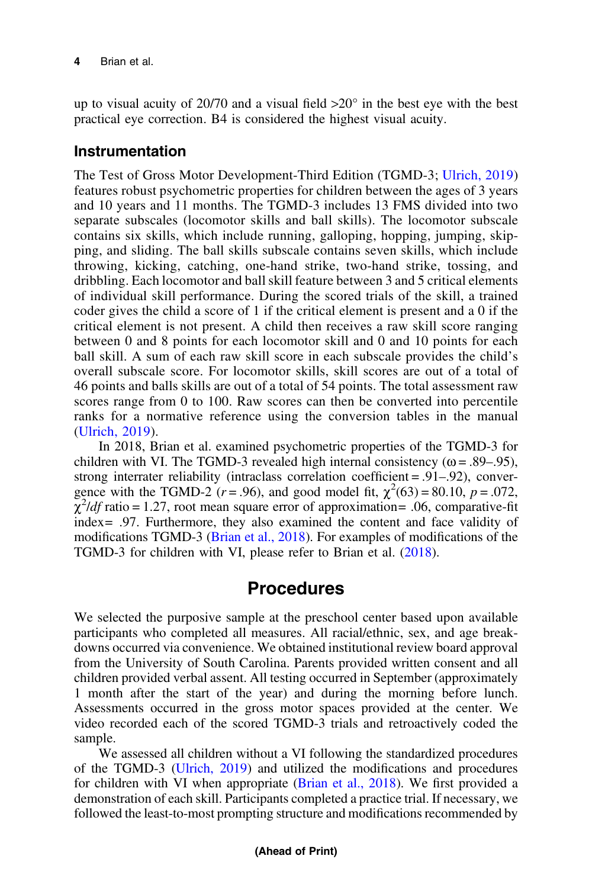up to visual acuity of 20/70 and a visual field >20° in the best eye with the best practical eye correction. B4 is considered the highest visual acuity.

## Instrumentation

The Test of Gross Motor Development-Third Edition (TGMD-3; Ulrich, 2019) features robust psychometric properties for children between the ages of 3 years and 10 years and 11 months. The TGMD-3 includes 13 FMS divided into two separate subscales (locomotor skills and ball skills). The locomotor subscale contains six skills, which include running, galloping, hopping, jumping, skipping, and sliding. The ball skills subscale contains seven skills, which include throwing, kicking, catching, one-hand strike, two-hand strike, tossing, and dribbling. Each locomotor and ball skill feature between 3 and 5 critical elements of individual skill performance. During the scored trials of the skill, a trained coder gives the child a score of 1 if the critical element is present and a 0 if the critical element is not present. A child then receives a raw skill score ranging between 0 and 8 points for each locomotor skill and 0 and 10 points for each ball skill. A sum of each raw skill score in each subscale provides the child's overall subscale score. For locomotor skills, skill scores are out of a total of 46 points and balls skills are out of a total of 54 points. The total assessment raw scores range from 0 to 100. Raw scores can then be converted into percentile ranks for a normative reference using the conversion tables in the manual (Ulrich, 2019).

In 2018, Brian et al. examined psychometric properties of the TGMD-3 for children with VI. The TGMD-3 revealed high internal consistency (ω = .89–.95), strong interrater reliability (intraclass correlation coefficient = .91–.92), convergence with the TGMD-2 ($r$ = .96), and good model fit, $\chi^2(63) = 80.10$, $p = .072$, $\chi^2/df$ ratio = 1.27, root mean square error of approximation= .06, comparative-fit index= .97. Furthermore, they also examined the content and face validity of modifications TGMD-3 (Brian et al., 2018). For examples of modifications of the TGMD-3 for children with VI, please refer to Brian et al. (2018).

# Procedures

We selected the purposive sample at the preschool center based upon available participants who completed all measures. All racial/ethnic, sex, and age breakdowns occurred via convenience. We obtained institutional review board approval from the University of South Carolina. Parents provided written consent and all children provided verbal assent. All testing occurred in September (approximately 1 month after the start of the year) and during the morning before lunch. Assessments occurred in the gross motor spaces provided at the center. We video recorded each of the scored TGMD-3 trials and retroactively coded the sample.

We assessed all children without a VI following the standardized procedures of the TGMD-3 (Ulrich, 2019) and utilized the modifications and procedures for children with VI when appropriate (Brian et al., 2018). We first provided a demonstration of each skill. Participants completed a practice trial. If necessary, we followed the least-to-most prompting structure and modifications recommended by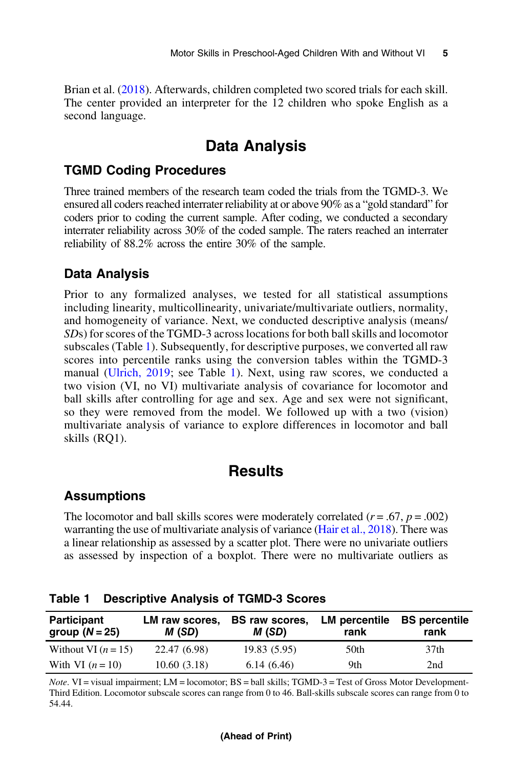Brian et al. (2018). Afterwards, children completed two scored trials for each skill. The center provided an interpreter for the 12 children who spoke English as a second language.

# Data Analysis

## TGMD Coding Procedures

Three trained members of the research team coded the trials from the TGMD-3. We ensured all coders reached interrater reliability at or above 90% as a "gold standard" for coders prior to coding the current sample. After coding, we conducted a secondary interrater reliability across 30% of the coded sample. The raters reached an interrater reliability of 88.2% across the entire 30% of the sample.

## Data Analysis

Prior to any formalized analyses, we tested for all statistical assumptions including linearity, multicollinearity, univariate/multivariate outliers, normality, and homogeneity of variance. Next, we conducted descriptive analysis (means/*SD*s) for scores of the TGMD-3 across locations for both ball skills and locomotor subscales (Table 1). Subsequently, for descriptive purposes, we converted all raw scores into percentile ranks using the conversion tables within the TGMD-3 manual (Ulrich, 2019; see Table 1). Next, using raw scores, we conducted a two vision (VI, no VI) multivariate analysis of covariance for locomotor and ball skills after controlling for age and sex. Age and sex were not significant, so they were removed from the model. We followed up with a two (vision) multivariate analysis of variance to explore differences in locomotor and ball skills (RQ1).

# Results

## Assumptions

The locomotor and ball skills scores were moderately correlated ($r = .67$, $p = .002$) warranting the use of multivariate analysis of variance (Hair et al., 2018). There was a linear relationship as assessed by a scatter plot. There were no univariate outliers as assessed by inspection of a boxplot. There were no multivariate outliers as

**Table 1 Descriptive Analysis of TGMD-3 Scores**

| Participant group ($N = 25$) | LM raw scores, *M* (*SD*) | BS raw scores, *M* (*SD*) | LM percentile rank | BS percentile rank |
|---|---|---|---|---|
| Without VI ($n = 15$) | 22.47 (6.98) | 19.83 (5.95) | 50th | 37th |
| With VI ($n = 10$) | 10.60 (3.18) | 6.14 (6.46) | 9th | 2nd |

*Note*. VI = visual impairment; LM = locomotor; BS = ball skills; TGMD-3 = Test of Gross Motor Development-Third Edition. Locomotor subscale scores can range from 0 to 46. Ball-skills subscale scores can range from 0 to 54.44.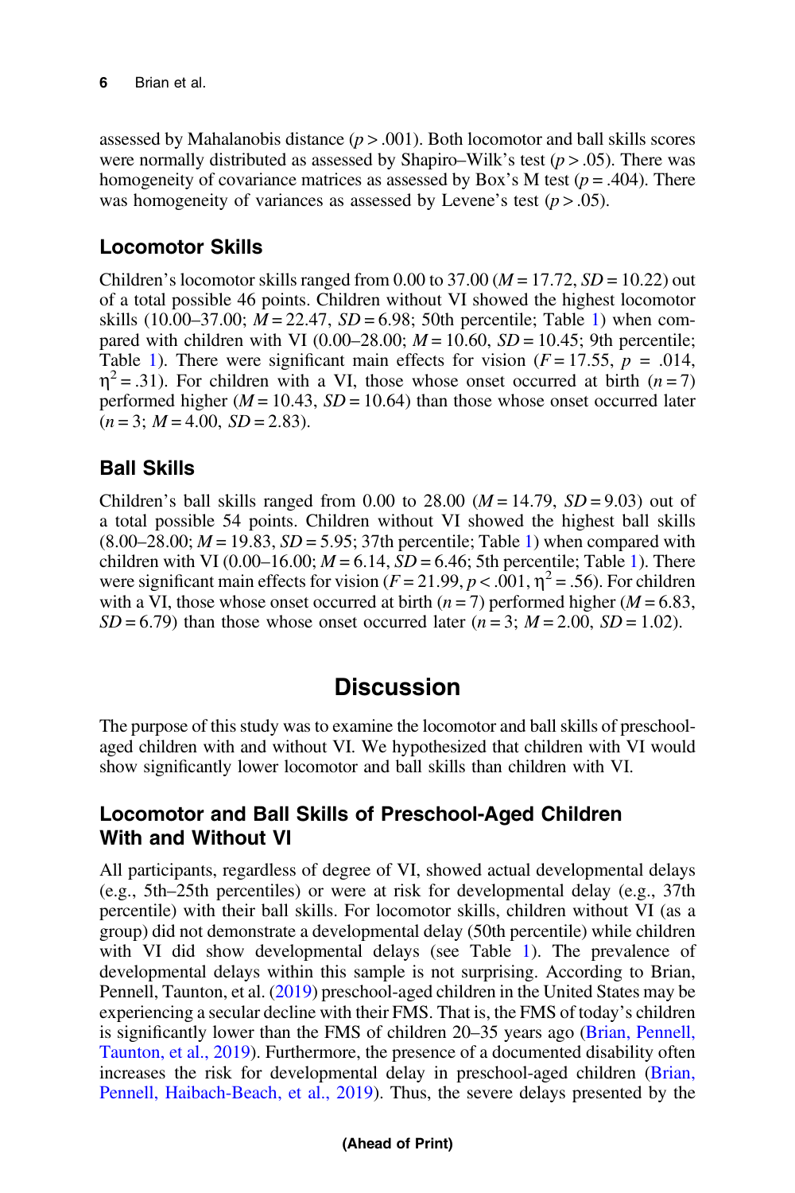assessed by Mahalanobis distance ($p > .001$). Both locomotor and ball skills scores were normally distributed as assessed by Shapiro–Wilk's test ($p > .05$). There was homogeneity of covariance matrices as assessed by Box's M test ($p = .404$). There was homogeneity of variances as assessed by Levene's test ($p > .05$).

## Locomotor Skills

Children's locomotor skills ranged from 0.00 to 37.00 ($M = 17.72$, $SD = 10.22$) out of a total possible 46 points. Children without VI showed the highest locomotor skills (10.00–37.00; $M = 22.47$, $SD = 6.98$; 50th percentile; Table 1) when compared with children with VI (0.00–28.00; $M = 10.60$, $SD = 10.45$; 9th percentile; Table 1). There were significant main effects for vision ($F = 17.55$, $p = .014$, $\eta^2 = .31$). For children with a VI, those whose onset occurred at birth ($n = 7$) performed higher ($M = 10.43$, $SD = 10.64$) than those whose onset occurred later ($n = 3$; $M = 4.00$, $SD = 2.83$).

## Ball Skills

Children's ball skills ranged from 0.00 to 28.00 ($M = 14.79$, $SD = 9.03$) out of a total possible 54 points. Children without VI showed the highest ball skills (8.00–28.00; $M = 19.83$, $SD = 5.95$; 37th percentile; Table 1) when compared with children with VI (0.00–16.00; $M = 6.14$, $SD = 6.46$; 5th percentile; Table 1). There were significant main effects for vision ($F = 21.99$, $p < .001$, $\eta^2 = .56$). For children with a VI, those whose onset occurred at birth ($n = 7$) performed higher ($M = 6.83$, $SD = 6.79$) than those whose onset occurred later ($n = 3$; $M = 2.00$, $SD = 1.02$).

# Discussion

The purpose of this study was to examine the locomotor and ball skills of preschool-aged children with and without VI. We hypothesized that children with VI would show significantly lower locomotor and ball skills than children with VI.

## Locomotor and Ball Skills of Preschool-Aged Children With and Without VI

All participants, regardless of degree of VI, showed actual developmental delays (e.g., 5th–25th percentiles) or were at risk for developmental delay (e.g., 37th percentile) with their ball skills. For locomotor skills, children without VI (as a group) did not demonstrate a developmental delay (50th percentile) while children with VI did show developmental delays (see Table 1). The prevalence of developmental delays within this sample is not surprising. According to Brian, Pennell, Taunton, et al. (2019) preschool-aged children in the United States may be experiencing a secular decline with their FMS. That is, the FMS of today's children is significantly lower than the FMS of children 20–35 years ago (Brian, Pennell, Taunton, et al., 2019). Furthermore, the presence of a documented disability often increases the risk for developmental delay in preschool-aged children (Brian, Pennell, Haibach-Beach, et al., 2019). Thus, the severe delays presented by the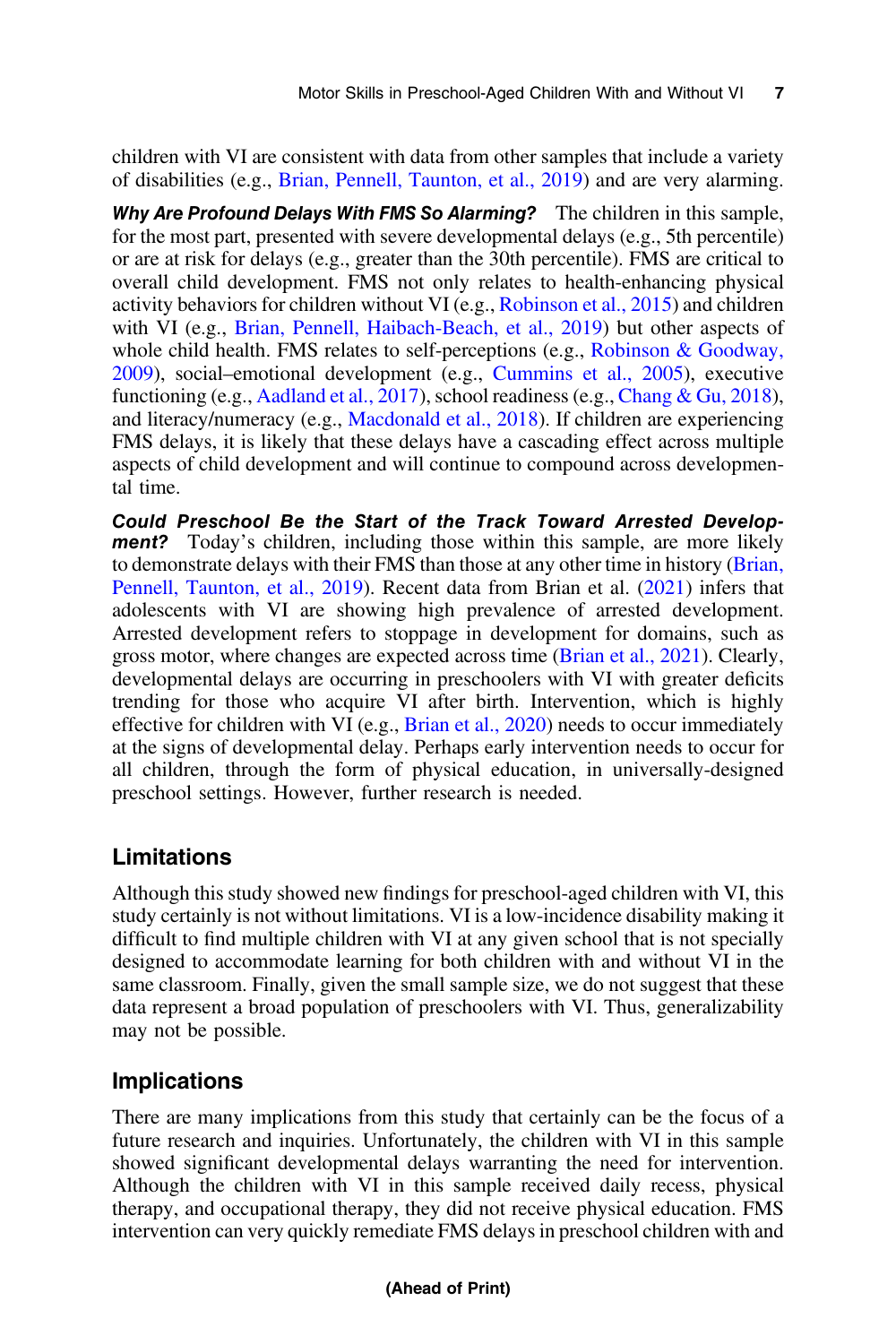children with VI are consistent with data from other samples that include a variety of disabilities (e.g., Brian, Pennell, Taunton, et al., 2019) and are very alarming.

***Why Are Profound Delays With FMS So Alarming?*** The children in this sample, for the most part, presented with severe developmental delays (e.g., 5th percentile) or are at risk for delays (e.g., greater than the 30th percentile). FMS are critical to overall child development. FMS not only relates to health-enhancing physical activity behaviors for children without VI (e.g., Robinson et al., 2015) and children with VI (e.g., Brian, Pennell, Haibach-Beach, et al., 2019) but other aspects of whole child health. FMS relates to self-perceptions (e.g., Robinson & Goodway, 2009), social–emotional development (e.g., Cummins et al., 2005), executive functioning (e.g., Aadland et al., 2017), school readiness (e.g., Chang & Gu, 2018), and literacy/numeracy (e.g., Macdonald et al., 2018). If children are experiencing FMS delays, it is likely that these delays have a cascading effect across multiple aspects of child development and will continue to compound across developmental time.

***Could Preschool Be the Start of the Track Toward Arrested Development?*** Today's children, including those within this sample, are more likely to demonstrate delays with their FMS than those at any other time in history (Brian, Pennell, Taunton, et al., 2019). Recent data from Brian et al. (2021) infers that adolescents with VI are showing high prevalence of arrested development. Arrested development refers to stoppage in development for domains, such as gross motor, where changes are expected across time (Brian et al., 2021). Clearly, developmental delays are occurring in preschoolers with VI with greater deficits trending for those who acquire VI after birth. Intervention, which is highly effective for children with VI (e.g., Brian et al., 2020) needs to occur immediately at the signs of developmental delay. Perhaps early intervention needs to occur for all children, through the form of physical education, in universally-designed preschool settings. However, further research is needed.

## Limitations

Although this study showed new findings for preschool-aged children with VI, this study certainly is not without limitations. VI is a low-incidence disability making it difficult to find multiple children with VI at any given school that is not specially designed to accommodate learning for both children with and without VI in the same classroom. Finally, given the small sample size, we do not suggest that these data represent a broad population of preschoolers with VI. Thus, generalizability may not be possible.

## Implications

There are many implications from this study that certainly can be the focus of a future research and inquiries. Unfortunately, the children with VI in this sample showed significant developmental delays warranting the need for intervention. Although the children with VI in this sample received daily recess, physical therapy, and occupational therapy, they did not receive physical education. FMS intervention can very quickly remediate FMS delays in preschool children with and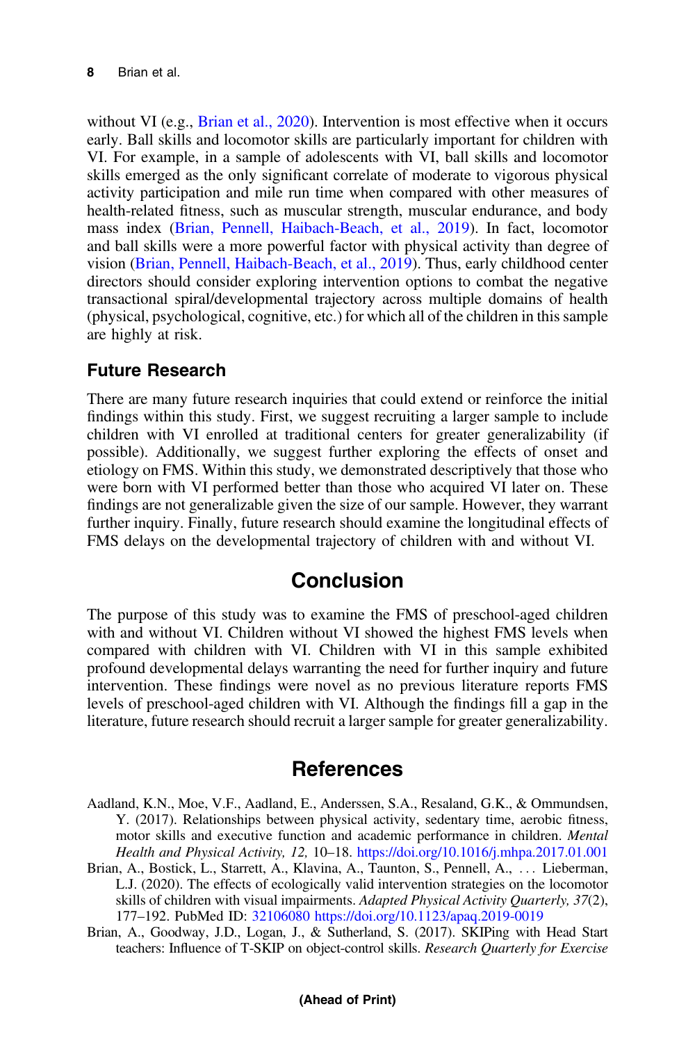without VI (e.g., Brian et al., 2020). Intervention is most effective when it occurs early. Ball skills and locomotor skills are particularly important for children with VI. For example, in a sample of adolescents with VI, ball skills and locomotor skills emerged as the only significant correlate of moderate to vigorous physical activity participation and mile run time when compared with other measures of health-related fitness, such as muscular strength, muscular endurance, and body mass index (Brian, Pennell, Haibach-Beach, et al., 2019). In fact, locomotor and ball skills were a more powerful factor with physical activity than degree of vision (Brian, Pennell, Haibach-Beach, et al., 2019). Thus, early childhood center directors should consider exploring intervention options to combat the negative transactional spiral/developmental trajectory across multiple domains of health (physical, psychological, cognitive, etc.) for which all of the children in this sample are highly at risk.

### Future Research

There are many future research inquiries that could extend or reinforce the initial findings within this study. First, we suggest recruiting a larger sample to include children with VI enrolled at traditional centers for greater generalizability (if possible). Additionally, we suggest further exploring the effects of onset and etiology on FMS. Within this study, we demonstrated descriptively that those who were born with VI performed better than those who acquired VI later on. These findings are not generalizable given the size of our sample. However, they warrant further inquiry. Finally, future research should examine the longitudinal effects of FMS delays on the developmental trajectory of children with and without VI.

## Conclusion

The purpose of this study was to examine the FMS of preschool-aged children with and without VI. Children without VI showed the highest FMS levels when compared with children with VI. Children with VI in this sample exhibited profound developmental delays warranting the need for further inquiry and future intervention. These findings were novel as no previous literature reports FMS levels of preschool-aged children with VI. Although the findings fill a gap in the literature, future research should recruit a larger sample for greater generalizability.

## References

Aadland, K.N., Moe, V.F., Aadland, E., Anderssen, S.A., Resaland, G.K., & Ommundsen, Y. (2017). Relationships between physical activity, sedentary time, aerobic fitness, motor skills and executive function and academic performance in children. *Mental Health and Physical Activity, 12,* 10–18. https://doi.org/10.1016/j.mhpa.2017.01.001

Brian, A., Bostick, L., Starrett, A., Klavina, A., Taunton, S., Pennell, A., . . . Lieberman, L.J. (2020). The effects of ecologically valid intervention strategies on the locomotor skills of children with visual impairments. *Adapted Physical Activity Quarterly, 37*(2), 177–192. PubMed ID: 32106080 https://doi.org/10.1123/apaq.2019-0019

Brian, A., Goodway, J.D., Logan, J., & Sutherland, S. (2017). SKIPing with Head Start teachers: Influence of T-SKIP on object-control skills. *Research Quarterly for Exercise*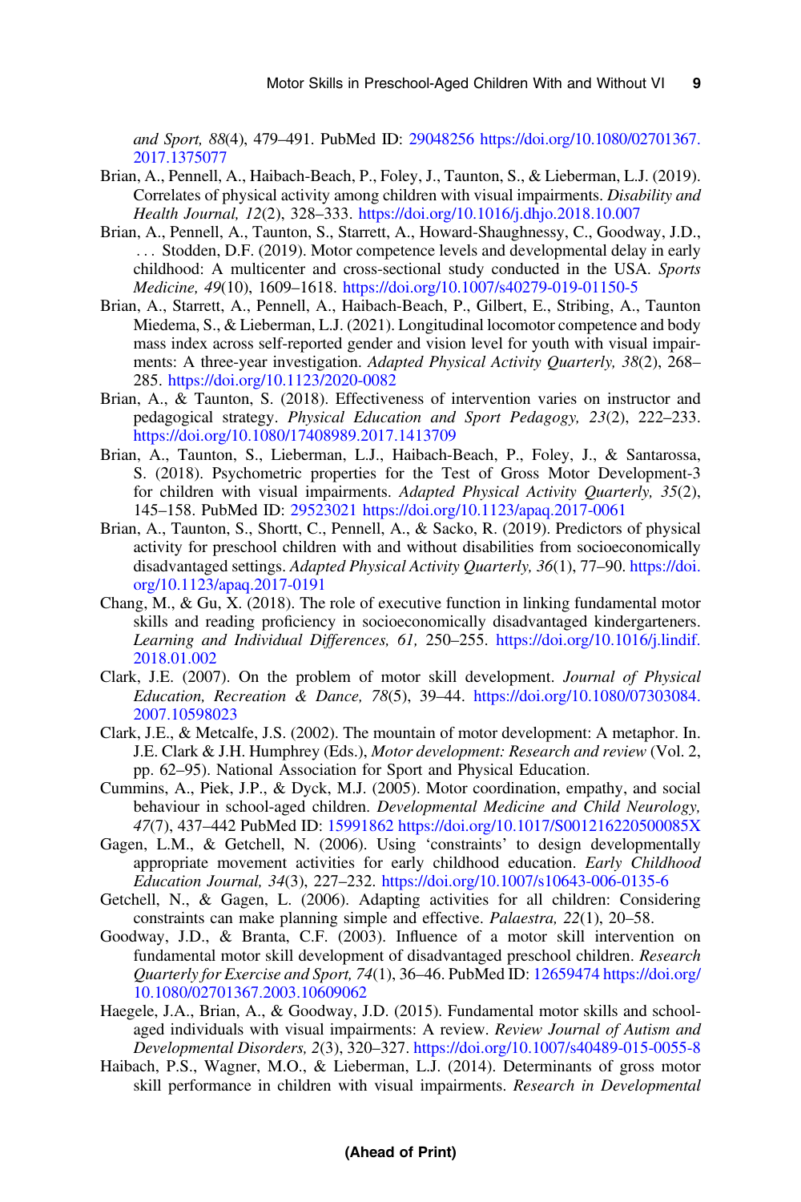*and Sport, 88*(4), 479–491. PubMed ID: 29048256 https://doi.org/10.1080/02701367.2017.1375077

Brian, A., Pennell, A., Haibach-Beach, P., Foley, J., Taunton, S., & Lieberman, L.J. (2019). Correlates of physical activity among children with visual impairments. *Disability and Health Journal, 12*(2), 328–333. https://doi.org/10.1016/j.dhjo.2018.10.007

Brian, A., Pennell, A., Taunton, S., Starrett, A., Howard-Shaughnessy, C., Goodway, J.D., … Stodden, D.F. (2019). Motor competence levels and developmental delay in early childhood: A multicenter and cross-sectional study conducted in the USA. *Sports Medicine, 49*(10), 1609–1618. https://doi.org/10.1007/s40279-019-01150-5

Brian, A., Starrett, A., Pennell, A., Haibach-Beach, P., Gilbert, E., Stribing, A., Taunton Miedema, S., & Lieberman, L.J. (2021). Longitudinal locomotor competence and body mass index across self-reported gender and vision level for youth with visual impairments: A three-year investigation. *Adapted Physical Activity Quarterly, 38*(2), 268–285. https://doi.org/10.1123/2020-0082

Brian, A., & Taunton, S. (2018). Effectiveness of intervention varies on instructor and pedagogical strategy. *Physical Education and Sport Pedagogy, 23*(2), 222–233. https://doi.org/10.1080/17408989.2017.1413709

Brian, A., Taunton, S., Lieberman, L.J., Haibach-Beach, P., Foley, J., & Santarossa, S. (2018). Psychometric properties for the Test of Gross Motor Development-3 for children with visual impairments. *Adapted Physical Activity Quarterly, 35*(2), 145–158. PubMed ID: 29523021 https://doi.org/10.1123/apaq.2017-0061

Brian, A., Taunton, S., Shortt, C., Pennell, A., & Sacko, R. (2019). Predictors of physical activity for preschool children with and without disabilities from socioeconomically disadvantaged settings. *Adapted Physical Activity Quarterly, 36*(1), 77–90. https://doi.org/10.1123/apaq.2017-0191

Chang, M., & Gu, X. (2018). The role of executive function in linking fundamental motor skills and reading proficiency in socioeconomically disadvantaged kindergarteners. *Learning and Individual Differences, 61,* 250–255. https://doi.org/10.1016/j.lindif.2018.01.002

Clark, J.E. (2007). On the problem of motor skill development. *Journal of Physical Education, Recreation & Dance, 78*(5), 39–44. https://doi.org/10.1080/07303084.2007.10598023

Clark, J.E., & Metcalfe, J.S. (2002). The mountain of motor development: A metaphor. In. J.E. Clark & J.H. Humphrey (Eds.), *Motor development: Research and review* (Vol. 2, pp. 62–95). National Association for Sport and Physical Education.

Cummins, A., Piek, J.P., & Dyck, M.J. (2005). Motor coordination, empathy, and social behaviour in school-aged children. *Developmental Medicine and Child Neurology, 47*(7), 437–442 PubMed ID: 15991862 https://doi.org/10.1017/S001216220500085X

Gagen, L.M., & Getchell, N. (2006). Using 'constraints' to design developmentally appropriate movement activities for early childhood education. *Early Childhood Education Journal, 34*(3), 227–232. https://doi.org/10.1007/s10643-006-0135-6

Getchell, N., & Gagen, L. (2006). Adapting activities for all children: Considering constraints can make planning simple and effective. *Palaestra, 22*(1), 20–58.

Goodway, J.D., & Branta, C.F. (2003). Influence of a motor skill intervention on fundamental motor skill development of disadvantaged preschool children. *Research Quarterly for Exercise and Sport, 74*(1), 36–46. PubMed ID: 12659474 https://doi.org/10.1080/02701367.2003.10609062

Haegele, J.A., Brian, A., & Goodway, J.D. (2015). Fundamental motor skills and school-aged individuals with visual impairments: A review. *Review Journal of Autism and Developmental Disorders, 2*(3), 320–327. https://doi.org/10.1007/s40489-015-0055-8

Haibach, P.S., Wagner, M.O., & Lieberman, L.J. (2014). Determinants of gross motor skill performance in children with visual impairments. *Research in Developmental*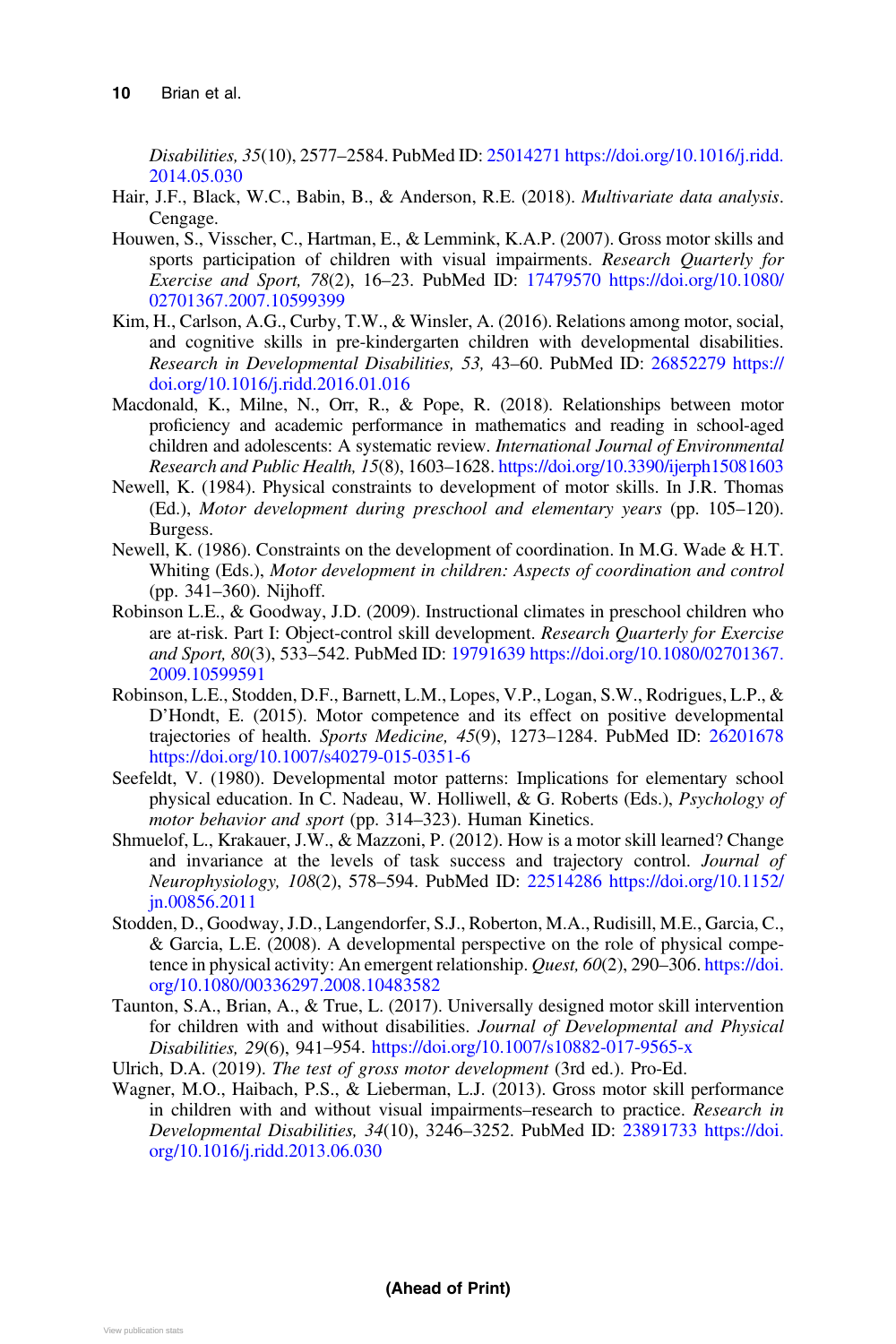*Disabilities, 35*(10), 2577–2584. PubMed ID: 25014271 https://doi.org/10.1016/j.ridd.2014.05.030

Hair, J.F., Black, W.C., Babin, B., & Anderson, R.E. (2018). *Multivariate data analysis*. Cengage.

Houwen, S., Visscher, C., Hartman, E., & Lemmink, K.A.P. (2007). Gross motor skills and sports participation of children with visual impairments. *Research Quarterly for Exercise and Sport, 78*(2), 16–23. PubMed ID: 17479570 https://doi.org/10.1080/02701367.2007.10599399

Kim, H., Carlson, A.G., Curby, T.W., & Winsler, A. (2016). Relations among motor, social, and cognitive skills in pre-kindergarten children with developmental disabilities. *Research in Developmental Disabilities, 53,* 43–60. PubMed ID: 26852279 https://doi.org/10.1016/j.ridd.2016.01.016

Macdonald, K., Milne, N., Orr, R., & Pope, R. (2018). Relationships between motor proficiency and academic performance in mathematics and reading in school-aged children and adolescents: A systematic review. *International Journal of Environmental Research and Public Health, 15*(8), 1603–1628. https://doi.org/10.3390/ijerph15081603

Newell, K. (1984). Physical constraints to development of motor skills. In J.R. Thomas (Ed.), *Motor development during preschool and elementary years* (pp. 105–120). Burgess.

Newell, K. (1986). Constraints on the development of coordination. In M.G. Wade & H.T. Whiting (Eds.), *Motor development in children: Aspects of coordination and control* (pp. 341–360). Nijhoff.

Robinson L.E., & Goodway, J.D. (2009). Instructional climates in preschool children who are at-risk. Part I: Object-control skill development. *Research Quarterly for Exercise and Sport, 80*(3), 533–542. PubMed ID: 19791639 https://doi.org/10.1080/02701367.2009.10599591

Robinson, L.E., Stodden, D.F., Barnett, L.M., Lopes, V.P., Logan, S.W., Rodrigues, L.P., & D'Hondt, E. (2015). Motor competence and its effect on positive developmental trajectories of health. *Sports Medicine, 45*(9), 1273–1284. PubMed ID: 26201678 https://doi.org/10.1007/s40279-015-0351-6

Seefeldt, V. (1980). Developmental motor patterns: Implications for elementary school physical education. In C. Nadeau, W. Holliwell, & G. Roberts (Eds.), *Psychology of motor behavior and sport* (pp. 314–323). Human Kinetics.

Shmuelof, L., Krakauer, J.W., & Mazzoni, P. (2012). How is a motor skill learned? Change and invariance at the levels of task success and trajectory control. *Journal of Neurophysiology, 108*(2), 578–594. PubMed ID: 22514286 https://doi.org/10.1152/jn.00856.2011

Stodden, D., Goodway, J.D., Langendorfer, S.J., Roberton, M.A., Rudisill, M.E., Garcia, C., & Garcia, L.E. (2008). A developmental perspective on the role of physical competence in physical activity: An emergent relationship. *Quest, 60*(2), 290–306. https://doi.org/10.1080/00336297.2008.10483582

Taunton, S.A., Brian, A., & True, L. (2017). Universally designed motor skill intervention for children with and without disabilities. *Journal of Developmental and Physical Disabilities, 29*(6), 941–954. https://doi.org/10.1007/s10882-017-9565-x

Ulrich, D.A. (2019). *The test of gross motor development* (3rd ed.). Pro-Ed.

Wagner, M.O., Haibach, P.S., & Lieberman, L.J. (2013). Gross motor skill performance in children with and without visual impairments–research to practice. *Research in Developmental Disabilities, 34*(10), 3246–3252. PubMed ID: 23891733 https://doi.org/10.1016/j.ridd.2013.06.030